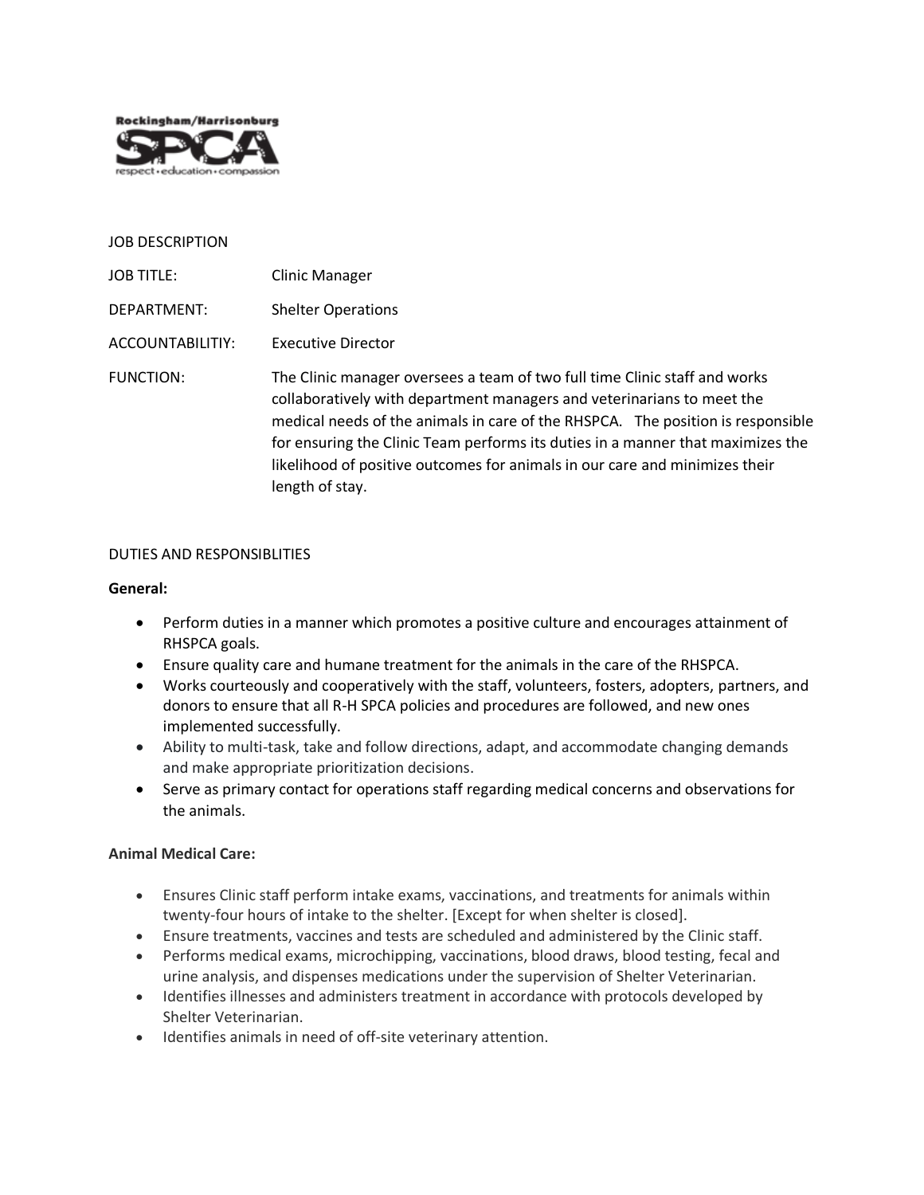Rockingham/Harrisonburg SPCA
respect • education • compassion

JOB DESCRIPTION

| | |
|---|---|
| JOB TITLE: | Clinic Manager |
| DEPARTMENT: | Shelter Operations |
| ACCOUNTABILITIY: | Executive Director |
| FUNCTION: | The Clinic manager oversees a team of two full time Clinic staff and works collaboratively with department managers and veterinarians to meet the medical needs of the animals in care of the RHSPCA. The position is responsible for ensuring the Clinic Team performs its duties in a manner that maximizes the likelihood of positive outcomes for animals in our care and minimizes their length of stay. |

DUTIES AND RESPONSIBLITIES

**General:**

- Perform duties in a manner which promotes a positive culture and encourages attainment of RHSPCA goals.
- Ensure quality care and humane treatment for the animals in the care of the RHSPCA.
- Works courteously and cooperatively with the staff, volunteers, fosters, adopters, partners, and donors to ensure that all R-H SPCA policies and procedures are followed, and new ones implemented successfully.
- Ability to multi-task, take and follow directions, adapt, and accommodate changing demands and make appropriate prioritization decisions.
- Serve as primary contact for operations staff regarding medical concerns and observations for the animals.

**Animal Medical Care:**

- Ensures Clinic staff perform intake exams, vaccinations, and treatments for animals within twenty-four hours of intake to the shelter. [Except for when shelter is closed].
- Ensure treatments, vaccines and tests are scheduled and administered by the Clinic staff.
- Performs medical exams, microchipping, vaccinations, blood draws, blood testing, fecal and urine analysis, and dispenses medications under the supervision of Shelter Veterinarian.
- Identifies illnesses and administers treatment in accordance with protocols developed by Shelter Veterinarian.
- Identifies animals in need of off-site veterinary attention.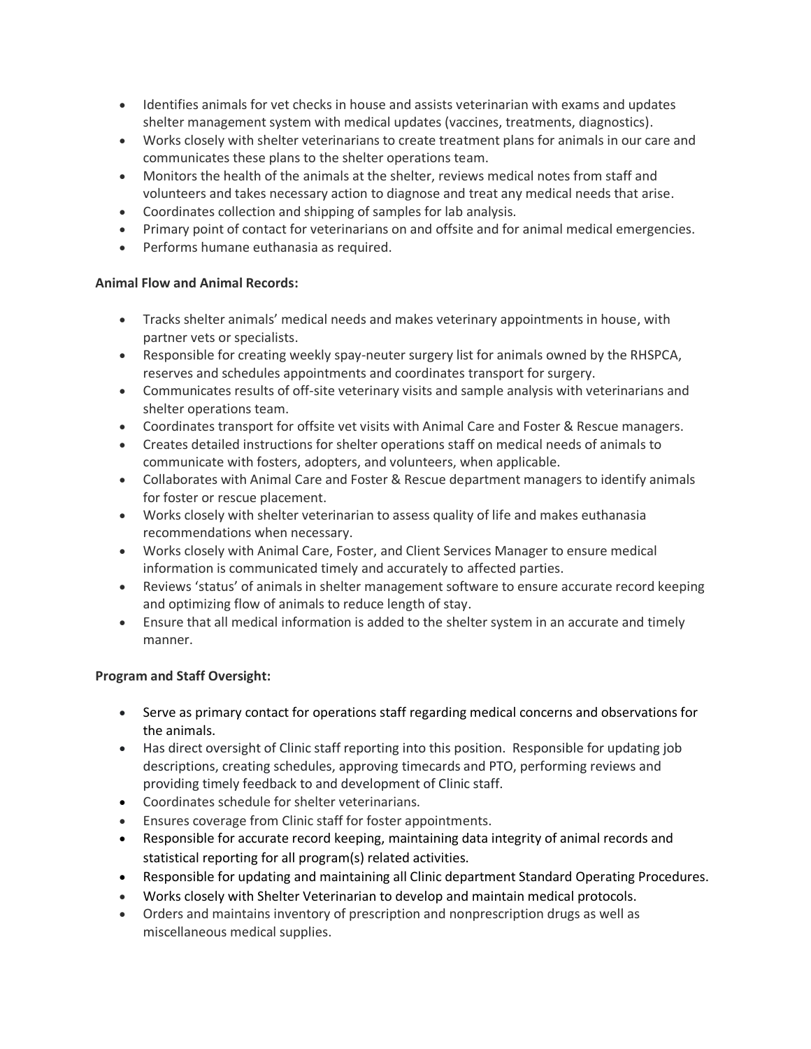- Identifies animals for vet checks in house and assists veterinarian with exams and updates shelter management system with medical updates (vaccines, treatments, diagnostics).
- Works closely with shelter veterinarians to create treatment plans for animals in our care and communicates these plans to the shelter operations team.
- Monitors the health of the animals at the shelter, reviews medical notes from staff and volunteers and takes necessary action to diagnose and treat any medical needs that arise.
- Coordinates collection and shipping of samples for lab analysis.
- Primary point of contact for veterinarians on and offsite and for animal medical emergencies.
- Performs humane euthanasia as required.

**Animal Flow and Animal Records:**

- Tracks shelter animals' medical needs and makes veterinary appointments in house, with partner vets or specialists.
- Responsible for creating weekly spay-neuter surgery list for animals owned by the RHSPCA, reserves and schedules appointments and coordinates transport for surgery.
- Communicates results of off-site veterinary visits and sample analysis with veterinarians and shelter operations team.
- Coordinates transport for offsite vet visits with Animal Care and Foster & Rescue managers.
- Creates detailed instructions for shelter operations staff on medical needs of animals to communicate with fosters, adopters, and volunteers, when applicable.
- Collaborates with Animal Care and Foster & Rescue department managers to identify animals for foster or rescue placement.
- Works closely with shelter veterinarian to assess quality of life and makes euthanasia recommendations when necessary.
- Works closely with Animal Care, Foster, and Client Services Manager to ensure medical information is communicated timely and accurately to affected parties.
- Reviews 'status' of animals in shelter management software to ensure accurate record keeping and optimizing flow of animals to reduce length of stay.
- Ensure that all medical information is added to the shelter system in an accurate and timely manner.

**Program and Staff Oversight:**

- Serve as primary contact for operations staff regarding medical concerns and observations for the animals.
- Has direct oversight of Clinic staff reporting into this position. Responsible for updating job descriptions, creating schedules, approving timecards and PTO, performing reviews and providing timely feedback to and development of Clinic staff.
- Coordinates schedule for shelter veterinarians.
- Ensures coverage from Clinic staff for foster appointments.
- Responsible for accurate record keeping, maintaining data integrity of animal records and statistical reporting for all program(s) related activities.
- Responsible for updating and maintaining all Clinic department Standard Operating Procedures.
- Works closely with Shelter Veterinarian to develop and maintain medical protocols.
- Orders and maintains inventory of prescription and nonprescription drugs as well as miscellaneous medical supplies.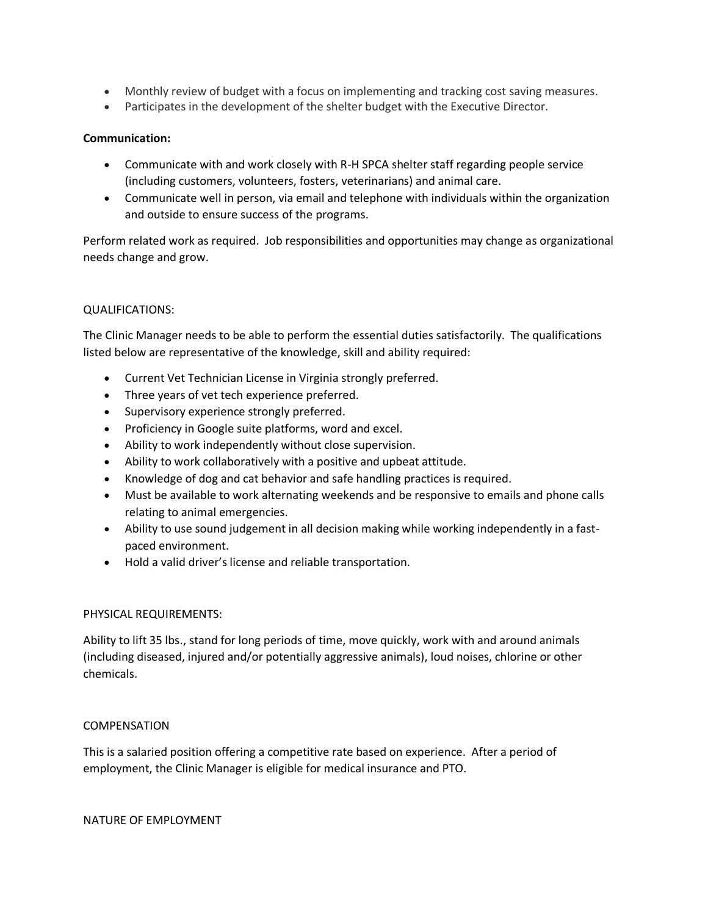- Monthly review of budget with a focus on implementing and tracking cost saving measures.
- Participates in the development of the shelter budget with the Executive Director.

**Communication:**

- Communicate with and work closely with R-H SPCA shelter staff regarding people service (including customers, volunteers, fosters, veterinarians) and animal care.
- Communicate well in person, via email and telephone with individuals within the organization and outside to ensure success of the programs.

Perform related work as required. Job responsibilities and opportunities may change as organizational needs change and grow.

QUALIFICATIONS:

The Clinic Manager needs to be able to perform the essential duties satisfactorily. The qualifications listed below are representative of the knowledge, skill and ability required:

- Current Vet Technician License in Virginia strongly preferred.
- Three years of vet tech experience preferred.
- Supervisory experience strongly preferred.
- Proficiency in Google suite platforms, word and excel.
- Ability to work independently without close supervision.
- Ability to work collaboratively with a positive and upbeat attitude.
- Knowledge of dog and cat behavior and safe handling practices is required.
- Must be available to work alternating weekends and be responsive to emails and phone calls relating to animal emergencies.
- Ability to use sound judgement in all decision making while working independently in a fast-paced environment.
- Hold a valid driver's license and reliable transportation.

PHYSICAL REQUIREMENTS:

Ability to lift 35 lbs., stand for long periods of time, move quickly, work with and around animals (including diseased, injured and/or potentially aggressive animals), loud noises, chlorine or other chemicals.

COMPENSATION

This is a salaried position offering a competitive rate based on experience. After a period of employment, the Clinic Manager is eligible for medical insurance and PTO.

NATURE OF EMPLOYMENT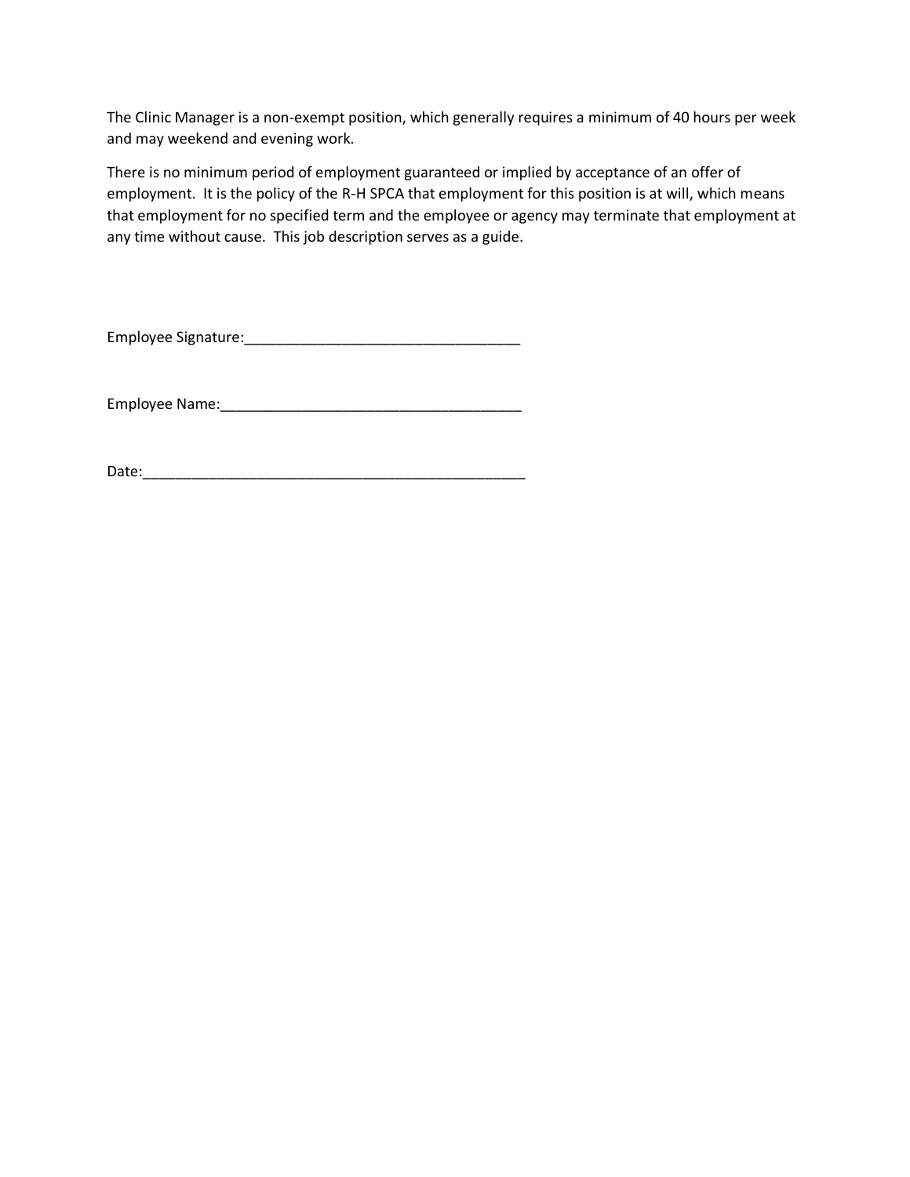The Clinic Manager is a non-exempt position, which generally requires a minimum of 40 hours per week and may weekend and evening work.

There is no minimum period of employment guaranteed or implied by acceptance of an offer of employment. It is the policy of the R-H SPCA that employment for this position is at will, which means that employment for no specified term and the employee or agency may terminate that employment at any time without cause. This job description serves as a guide.

Employee Signature:___________________________________

Employee Name:_____________________________________

Date:_______________________________________________